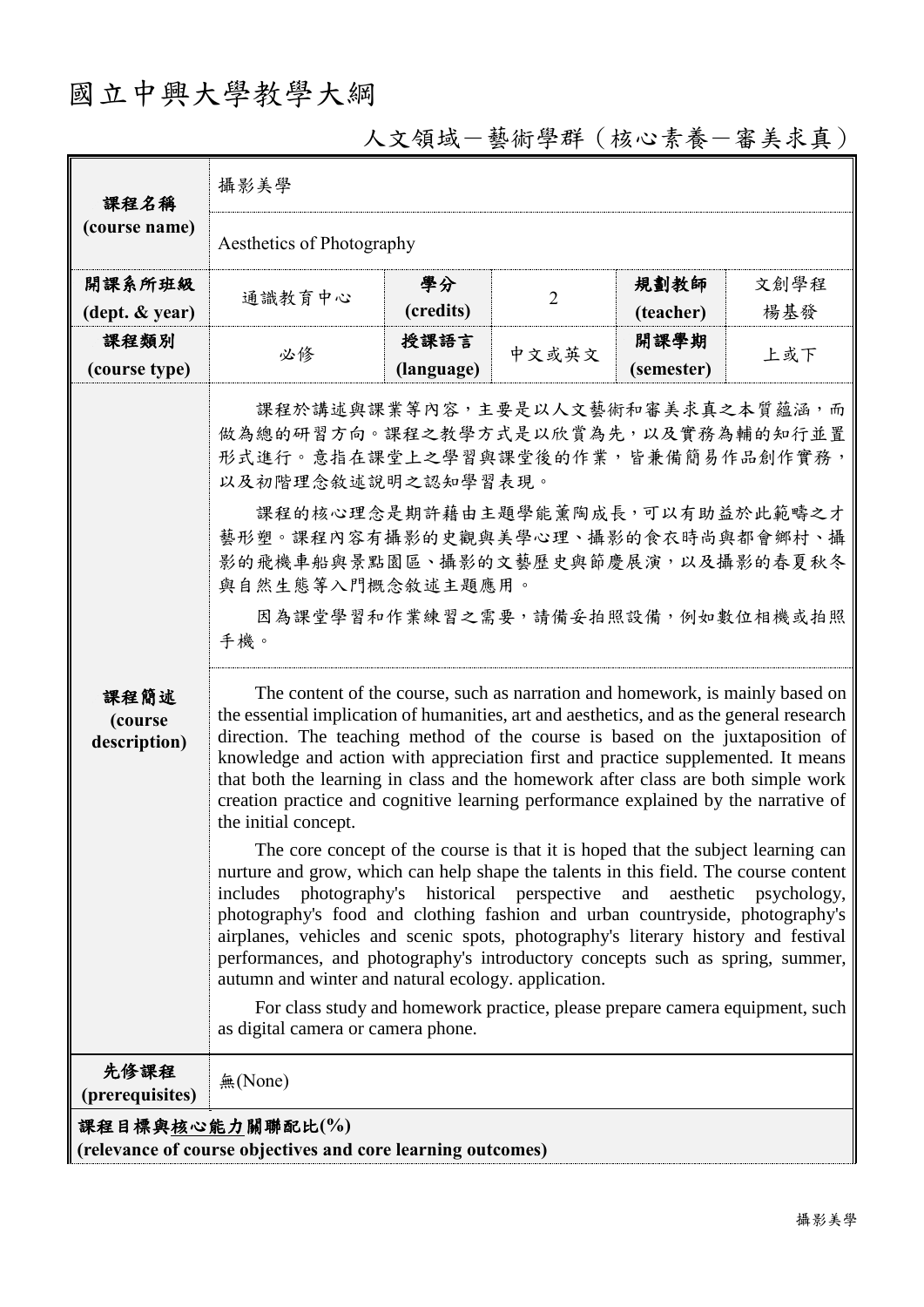# 國立中興大學教學大綱

## 人文領域－藝術學群（核心素養－審美求真）

| 課程名稱 (course name) | 攝影美學 | | | | |
|---|---|---|---|---|---|
| | Aesthetics of Photography | | | | |
| 開課系所班級 (dept. & year) | 通識教育中心 | 學分 (credits) | 2 | 規劃教師 (teacher) | 文創學程 楊基發 |
| 課程類別 (course type) | 必修 | 授課語言 (language) | 中文或英文 | 開課學期 (semester) | 上或下 |
| 課程簡述 (course description) | 課程於講述與課業等內容，主要是以人文藝術和審美求真之本質蘊涵，而做為總的研習方向。課程之教學方式是以欣賞為先，以及實務為輔的知行並置形式進行。意指在課堂上之學習與課堂後的作業，皆兼備簡易作品創作實務，以及初階理念敘述說明之認知學習表現。<br><br>課程的核心理念是期許藉由主題學能薰陶成長，可以有助益於此範疇之才藝形塑。課程內容有攝影的史觀與美學心理、攝影的食衣時尚與都會鄉村、攝影的飛機車船與景點園區、攝影的文藝歷史與節慶展演，以及攝影的春夏秋冬與自然生態等入門概念敘述主題應用。<br><br>因為課堂學習和作業練習之需要，請備妥拍照設備，例如數位相機或拍照手機。 | | | | |
| | The content of the course, such as narration and homework, is mainly based on the essential implication of humanities, art and aesthetics, and as the general research direction. The teaching method of the course is based on the juxtaposition of knowledge and action with appreciation first and practice supplemented. It means that both the learning in class and the homework after class are both simple work creation practice and cognitive learning performance explained by the narrative of the initial concept.<br><br>The core concept of the course is that it is hoped that the subject learning can nurture and grow, which can help shape the talents in this field. The course content includes photography's historical perspective and aesthetic psychology, photography's food and clothing fashion and urban countryside, photography's airplanes, vehicles and scenic spots, photography's literary history and festival performances, and photography's introductory concepts such as spring, summer, autumn and winter and natural ecology. application.<br><br>For class study and homework practice, please prepare camera equipment, such as digital camera or camera phone. | | | | |
| 先修課程 (prerequisites) | 無(None) | | | | |

**課程目標與核心能力關聯配比(%)**
**(relevance of course objectives and core learning outcomes)**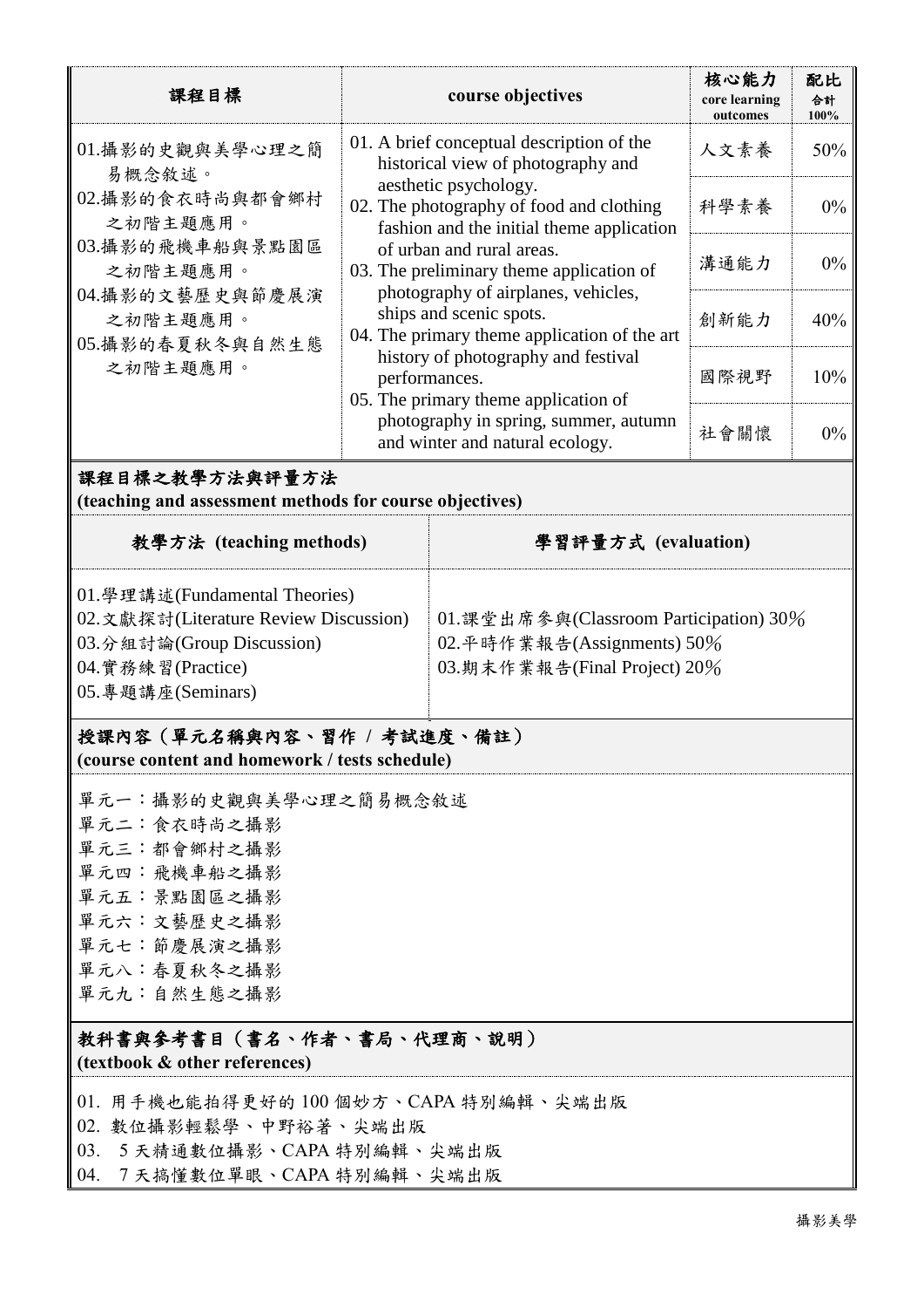| 課程目標 | course objectives | 核心能力 core learning outcomes | 配比 合計 100% |
|---|---|---|---|
| 01.攝影的史觀與美學心理之簡易概念敘述。<br>02.攝影的食衣時尚與都會鄉村之初階主題應用。<br>03.攝影的飛機車船與景點園區之初階主題應用。<br>04.攝影的文藝歷史與節慶展演之初階主題應用。<br>05.攝影的春夏秋冬與自然生態之初階主題應用。 | 01. A brief conceptual description of the historical view of photography and aesthetic psychology.<br>02. The photography of food and clothing fashion and the initial theme application of urban and rural areas.<br>03. The preliminary theme application of photography of airplanes, vehicles, ships and scenic spots.<br>04. The primary theme application of the art history of photography and festival performances.<br>05. The primary theme application of photography in spring, summer, autumn and winter and natural ecology. | 人文素養 | 50% |
| | | 科學素養 | 0% |
| | | 溝通能力 | 0% |
| | | 創新能力 | 40% |
| | | 國際視野 | 10% |
| | | 社會關懷 | 0% |

## 課程目標之教學方法與評量方法
**(teaching and assessment methods for course objectives)**

| 教學方法 (teaching methods) | 學習評量方式 (evaluation) |
|---|---|
| 01.學理講述(Fundamental Theories)<br>02.文獻探討(Literature Review Discussion)<br>03.分組討論(Group Discussion)<br>04.實務練習(Practice)<br>05.專題講座(Seminars) | 01.課堂出席參與(Classroom Participation) 30%<br>02.平時作業報告(Assignments) 50%<br>03.期末作業報告(Final Project) 20% |

## 授課內容（單元名稱與內容、習作 / 考試進度、備註）
**(course content and homework / tests schedule)**

單元一：攝影的史觀與美學心理之簡易概念敘述
單元二：食衣時尚之攝影
單元三：都會鄉村之攝影
單元四：飛機車船之攝影
單元五：景點園區之攝影
單元六：文藝歷史之攝影
單元七：節慶展演之攝影
單元八：春夏秋冬之攝影
單元九：自然生態之攝影

## 教科書與參考書目（書名、作者、書局、代理商、說明）
**(textbook & other references)**

01. 用手機也能拍得更好的 100 個妙方、CAPA 特別編輯、尖端出版
02. 數位攝影輕鬆學、中野裕著、尖端出版
03. 5 天精通數位攝影、CAPA 特別編輯、尖端出版
04. 7 天搞懂數位單眼、CAPA 特別編輯、尖端出版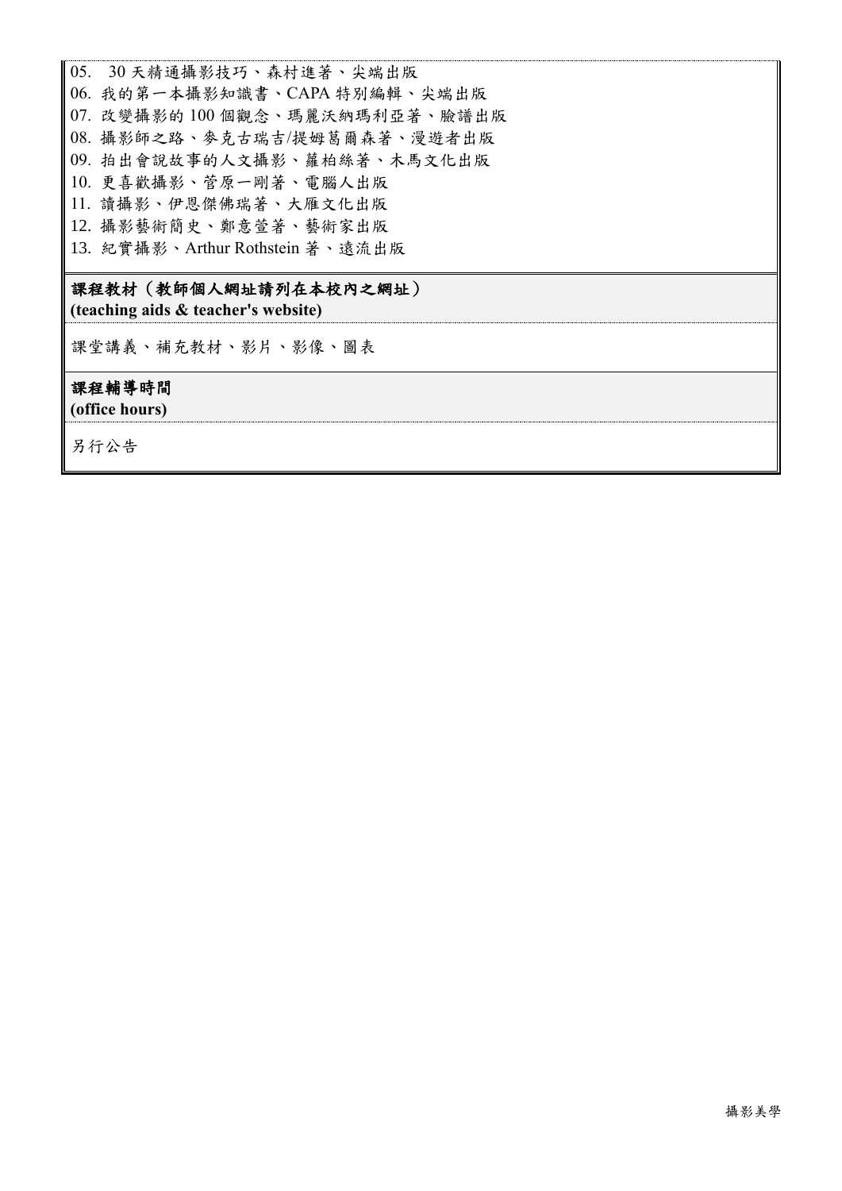05. 30 天精通攝影技巧、森村進著、尖端出版
06. 我的第一本攝影知識書、CAPA 特別編輯、尖端出版
07. 改變攝影的 100 個觀念、瑪麗沃納瑪利亞著、臉譜出版
08. 攝影師之路、麥克古瑞吉/提姆葛爾森著、漫遊者出版
09. 拍出會說故事的人文攝影、蘿柏絲著、木馬文化出版
10. 更喜歡攝影、菅原一剛著、電腦人出版
11. 讀攝影、伊恩傑佛瑞著、大雁文化出版
12. 攝影藝術簡史、鄭意萱著、藝術家出版
13. 紀實攝影、Arthur Rothstein 著、遠流出版

**課程教材（教師個人網址請列在本校內之網址）**
**(teaching aids & teacher's website)**

課堂講義、補充教材、影片、影像、圖表

**課程輔導時間**
**(office hours)**

另行公告